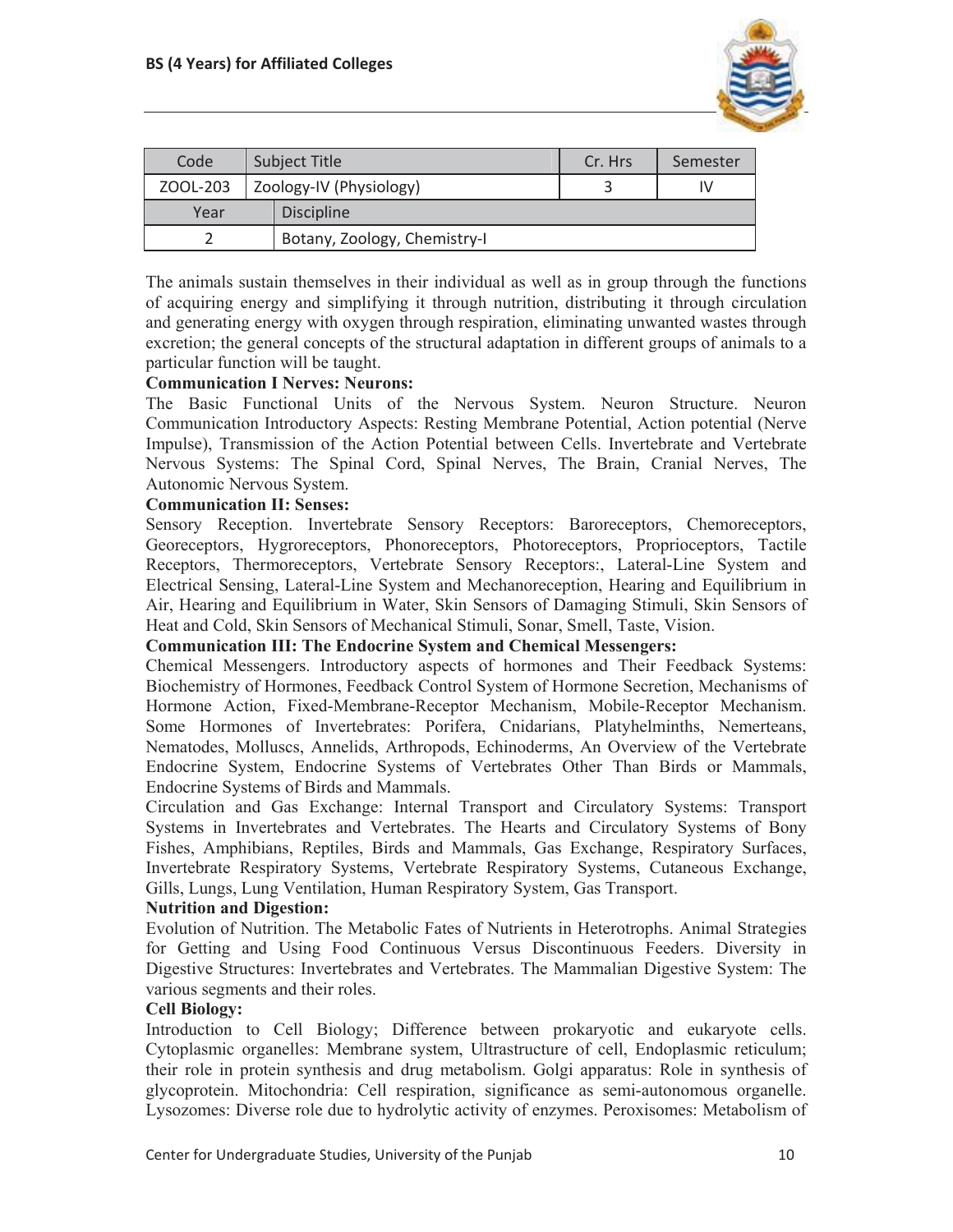| Code | Subject Title | | Cr. Hrs | Semester |
|---|---|---|---|---|
| ZOOL-203 | Zoology-IV (Physiology) | | 3 | IV |
| Year | Discipline | | | |
| 2 | Botany, Zoology, Chemistry-I | | | |

The animals sustain themselves in their individual as well as in group through the functions of acquiring energy and simplifying it through nutrition, distributing it through circulation and generating energy with oxygen through respiration, eliminating unwanted wastes through excretion; the general concepts of the structural adaptation in different groups of animals to a particular function will be taught.

**Communication I Nerves: Neurons:**

The Basic Functional Units of the Nervous System. Neuron Structure. Neuron Communication Introductory Aspects: Resting Membrane Potential, Action potential (Nerve Impulse), Transmission of the Action Potential between Cells. Invertebrate and Vertebrate Nervous Systems: The Spinal Cord, Spinal Nerves, The Brain, Cranial Nerves, The Autonomic Nervous System.

**Communication II: Senses:**

Sensory Reception. Invertebrate Sensory Receptors: Baroreceptors, Chemoreceptors, Georeceptors, Hygroreceptors, Phonoreceptors, Photoreceptors, Proprioceptors, Tactile Receptors, Thermoreceptors, Vertebrate Sensory Receptors:, Lateral-Line System and Electrical Sensing, Lateral-Line System and Mechanoreception, Hearing and Equilibrium in Air, Hearing and Equilibrium in Water, Skin Sensors of Damaging Stimuli, Skin Sensors of Heat and Cold, Skin Sensors of Mechanical Stimuli, Sonar, Smell, Taste, Vision.

**Communication III: The Endocrine System and Chemical Messengers:**

Chemical Messengers. Introductory aspects of hormones and Their Feedback Systems: Biochemistry of Hormones, Feedback Control System of Hormone Secretion, Mechanisms of Hormone Action, Fixed-Membrane-Receptor Mechanism, Mobile-Receptor Mechanism. Some Hormones of Invertebrates: Porifera, Cnidarians, Platyhelminths, Nemerteans, Nematodes, Molluscs, Annelids, Arthropods, Echinoderms, An Overview of the Vertebrate Endocrine System, Endocrine Systems of Vertebrates Other Than Birds or Mammals, Endocrine Systems of Birds and Mammals.

Circulation and Gas Exchange: Internal Transport and Circulatory Systems: Transport Systems in Invertebrates and Vertebrates. The Hearts and Circulatory Systems of Bony Fishes, Amphibians, Reptiles, Birds and Mammals, Gas Exchange, Respiratory Surfaces, Invertebrate Respiratory Systems, Vertebrate Respiratory Systems, Cutaneous Exchange, Gills, Lungs, Lung Ventilation, Human Respiratory System, Gas Transport.

**Nutrition and Digestion:**

Evolution of Nutrition. The Metabolic Fates of Nutrients in Heterotrophs. Animal Strategies for Getting and Using Food Continuous Versus Discontinuous Feeders. Diversity in Digestive Structures: Invertebrates and Vertebrates. The Mammalian Digestive System: The various segments and their roles.

**Cell Biology:**

Introduction to Cell Biology; Difference between prokaryotic and eukaryote cells. Cytoplasmic organelles: Membrane system, Ultrastructure of cell, Endoplasmic reticulum; their role in protein synthesis and drug metabolism. Golgi apparatus: Role in synthesis of glycoprotein. Mitochondria: Cell respiration, significance as semi-autonomous organelle. Lysozomes: Diverse role due to hydrolytic activity of enzymes. Peroxisomes: Metabolism of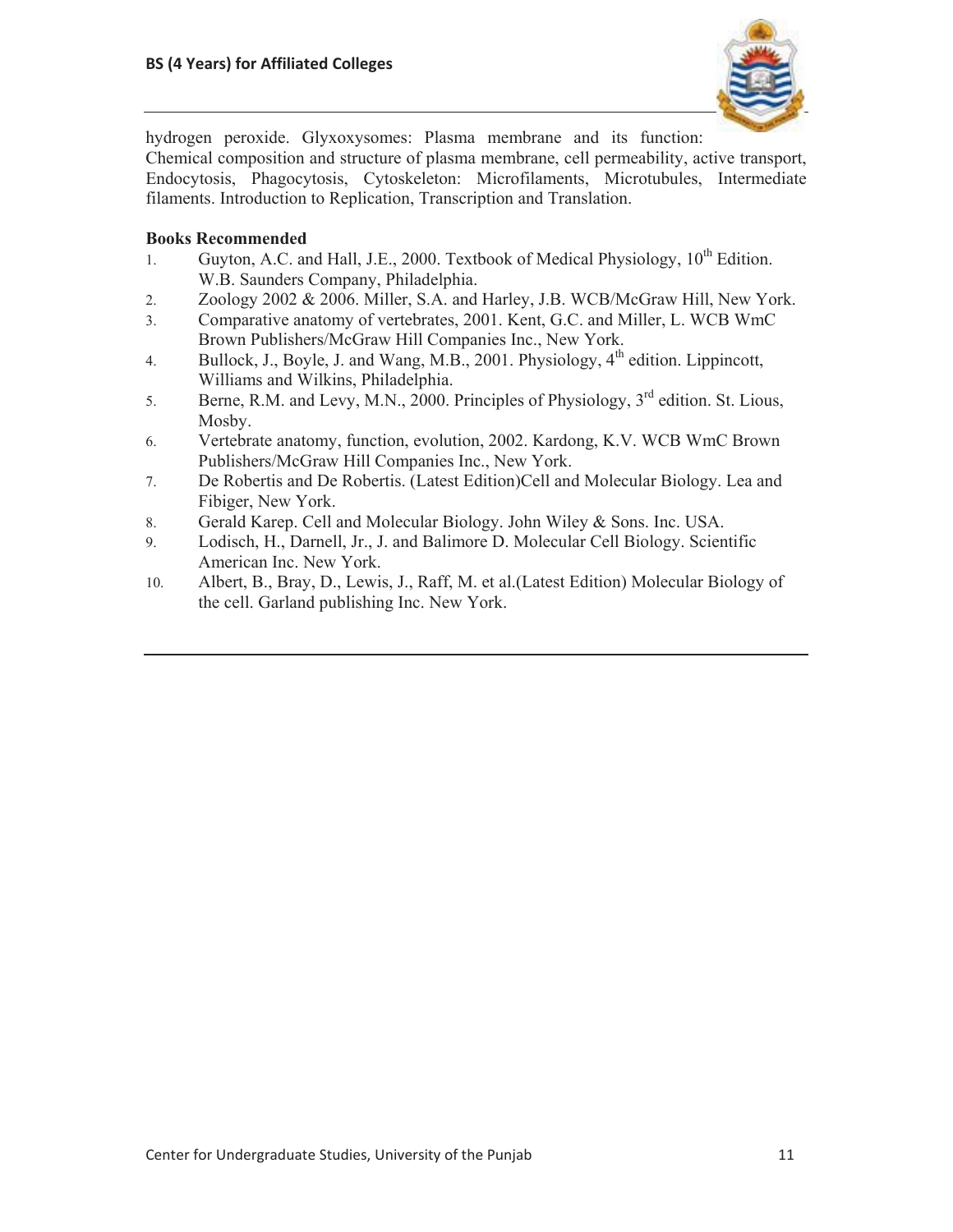hydrogen peroxide. Glyxoxysomes: Plasma membrane and its function: Chemical composition and structure of plasma membrane, cell permeability, active transport, Endocytosis, Phagocytosis, Cytoskeleton: Microfilaments, Microtubules, Intermediate filaments. Introduction to Replication, Transcription and Translation.

**Books Recommended**

1. Guyton, A.C. and Hall, J.E., 2000. Textbook of Medical Physiology, 10th Edition. W.B. Saunders Company, Philadelphia.
2. Zoology 2002 & 2006. Miller, S.A. and Harley, J.B. WCB/McGraw Hill, New York.
3. Comparative anatomy of vertebrates, 2001. Kent, G.C. and Miller, L. WCB WmC Brown Publishers/McGraw Hill Companies Inc., New York.
4. Bullock, J., Boyle, J. and Wang, M.B., 2001. Physiology, 4th edition. Lippincott, Williams and Wilkins, Philadelphia.
5. Berne, R.M. and Levy, M.N., 2000. Principles of Physiology, 3rd edition. St. Lious, Mosby.
6. Vertebrate anatomy, function, evolution, 2002. Kardong, K.V. WCB WmC Brown Publishers/McGraw Hill Companies Inc., New York.
7. De Robertis and De Robertis. (Latest Edition)Cell and Molecular Biology. Lea and Fibiger, New York.
8. Gerald Karep. Cell and Molecular Biology. John Wiley & Sons. Inc. USA.
9. Lodisch, H., Darnell, Jr., J. and Balimore D. Molecular Cell Biology. Scientific American Inc. New York.
10. Albert, B., Bray, D., Lewis, J., Raff, M. et al.(Latest Edition) Molecular Biology of the cell. Garland publishing Inc. New York.